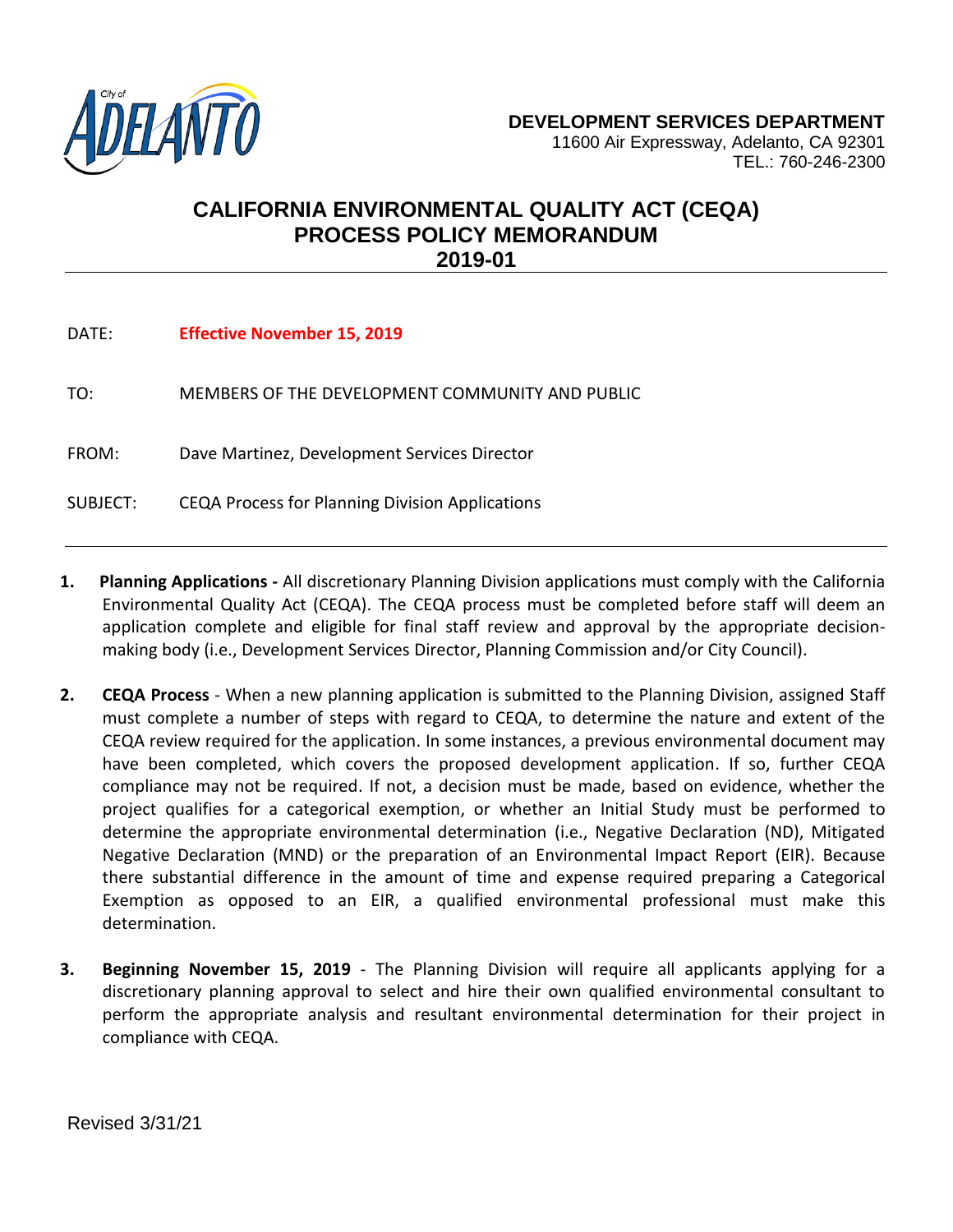**DEVELOPMENT SERVICES DEPARTMENT**
11600 Air Expressway, Adelanto, CA 92301
TEL.: 760-246-2300

# CALIFORNIA ENVIRONMENTAL QUALITY ACT (CEQA) PROCESS POLICY MEMORANDUM 2019-01

DATE: **Effective November 15, 2019**

TO: MEMBERS OF THE DEVELOPMENT COMMUNITY AND PUBLIC

FROM: Dave Martinez, Development Services Director

SUBJECT: CEQA Process for Planning Division Applications

---

1. **Planning Applications -** All discretionary Planning Division applications must comply with the California Environmental Quality Act (CEQA). The CEQA process must be completed before staff will deem an application complete and eligible for final staff review and approval by the appropriate decision-making body (i.e., Development Services Director, Planning Commission and/or City Council).

2. **CEQA Process** - When a new planning application is submitted to the Planning Division, assigned Staff must complete a number of steps with regard to CEQA, to determine the nature and extent of the CEQA review required for the application. In some instances, a previous environmental document may have been completed, which covers the proposed development application. If so, further CEQA compliance may not be required. If not, a decision must be made, based on evidence, whether the project qualifies for a categorical exemption, or whether an Initial Study must be performed to determine the appropriate environmental determination (i.e., Negative Declaration (ND), Mitigated Negative Declaration (MND) or the preparation of an Environmental Impact Report (EIR). Because there substantial difference in the amount of time and expense required preparing a Categorical Exemption as opposed to an EIR, a qualified environmental professional must make this determination.

3. **Beginning November 15, 2019** - The Planning Division will require all applicants applying for a discretionary planning approval to select and hire their own qualified environmental consultant to perform the appropriate analysis and resultant environmental determination for their project in compliance with CEQA.

Revised 3/31/21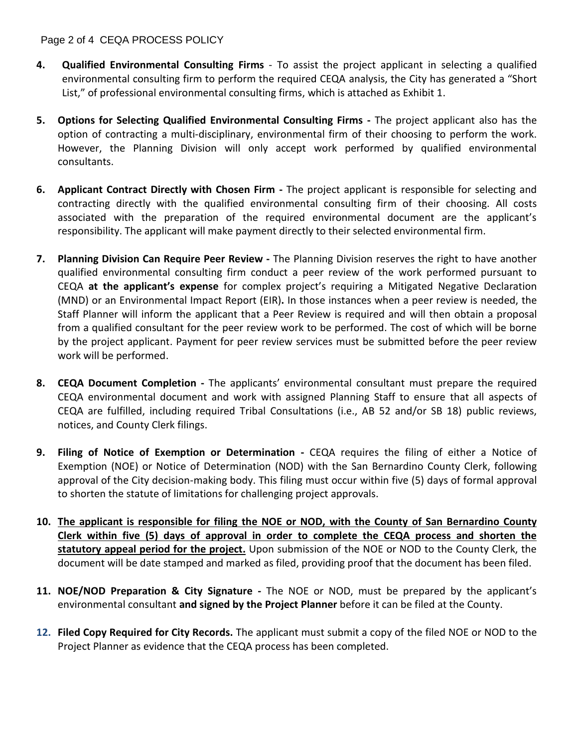4. **Qualified Environmental Consulting Firms** - To assist the project applicant in selecting a qualified environmental consulting firm to perform the required CEQA analysis, the City has generated a "Short List," of professional environmental consulting firms, which is attached as Exhibit 1.

5. **Options for Selecting Qualified Environmental Consulting Firms -** The project applicant also has the option of contracting a multi-disciplinary, environmental firm of their choosing to perform the work. However, the Planning Division will only accept work performed by qualified environmental consultants.

6. **Applicant Contract Directly with Chosen Firm -** The project applicant is responsible for selecting and contracting directly with the qualified environmental consulting firm of their choosing. All costs associated with the preparation of the required environmental document are the applicant's responsibility. The applicant will make payment directly to their selected environmental firm.

7. **Planning Division Can Require Peer Review -** The Planning Division reserves the right to have another qualified environmental consulting firm conduct a peer review of the work performed pursuant to CEQA **at the applicant's expense** for complex project's requiring a Mitigated Negative Declaration (MND) or an Environmental Impact Report (EIR)**.** In those instances when a peer review is needed, the Staff Planner will inform the applicant that a Peer Review is required and will then obtain a proposal from a qualified consultant for the peer review work to be performed. The cost of which will be borne by the project applicant. Payment for peer review services must be submitted before the peer review work will be performed.

8. **CEQA Document Completion -** The applicants' environmental consultant must prepare the required CEQA environmental document and work with assigned Planning Staff to ensure that all aspects of CEQA are fulfilled, including required Tribal Consultations (i.e., AB 52 and/or SB 18) public reviews, notices, and County Clerk filings.

9. **Filing of Notice of Exemption or Determination -** CEQA requires the filing of either a Notice of Exemption (NOE) or Notice of Determination (NOD) with the San Bernardino County Clerk, following approval of the City decision-making body. This filing must occur within five (5) days of formal approval to shorten the statute of limitations for challenging project approvals.

10. **<u>The applicant is responsible for filing the NOE or NOD, with the County of San Bernardino County Clerk within five (5) days of approval in order to complete the CEQA process and shorten the statutory appeal period for the project.</u>** Upon submission of the NOE or NOD to the County Clerk, the document will be date stamped and marked as filed, providing proof that the document has been filed.

11. **NOE/NOD Preparation & City Signature -** The NOE or NOD, must be prepared by the applicant's environmental consultant **and signed by the Project Planner** before it can be filed at the County.

12. **Filed Copy Required for City Records.** The applicant must submit a copy of the filed NOE or NOD to the Project Planner as evidence that the CEQA process has been completed.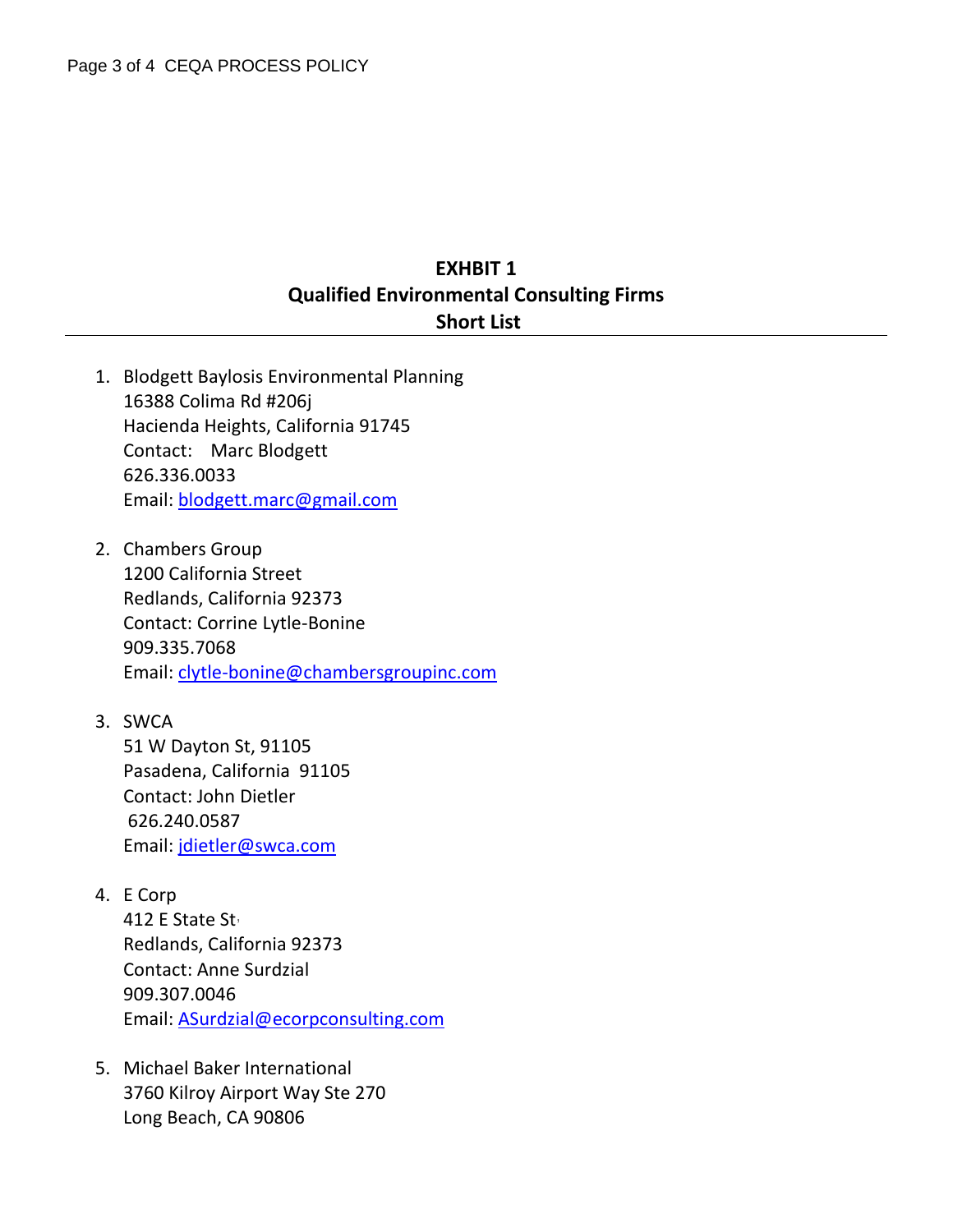# EXHBIT 1
## Qualified Environmental Consulting Firms
## Short List

1. Blodgett Baylosis Environmental Planning
   16388 Colima Rd #206j
   Hacienda Heights, California 91745
   Contact: Marc Blodgett
   626.336.0033
   Email: blodgett.marc@gmail.com

2. Chambers Group
   1200 California Street
   Redlands, California 92373
   Contact: Corrine Lytle-Bonine
   909.335.7068
   Email: clytle-bonine@chambersgroupinc.com

3. SWCA
   51 W Dayton St, 91105
   Pasadena, California 91105
   Contact: John Dietler
   626.240.0587
   Email: jdietler@swca.com

4. E Corp
   412 E State St,
   Redlands, California 92373
   Contact: Anne Surdzial
   909.307.0046
   Email: ASurdzial@ecorpconsulting.com

5. Michael Baker International
   3760 Kilroy Airport Way Ste 270
   Long Beach, CA 90806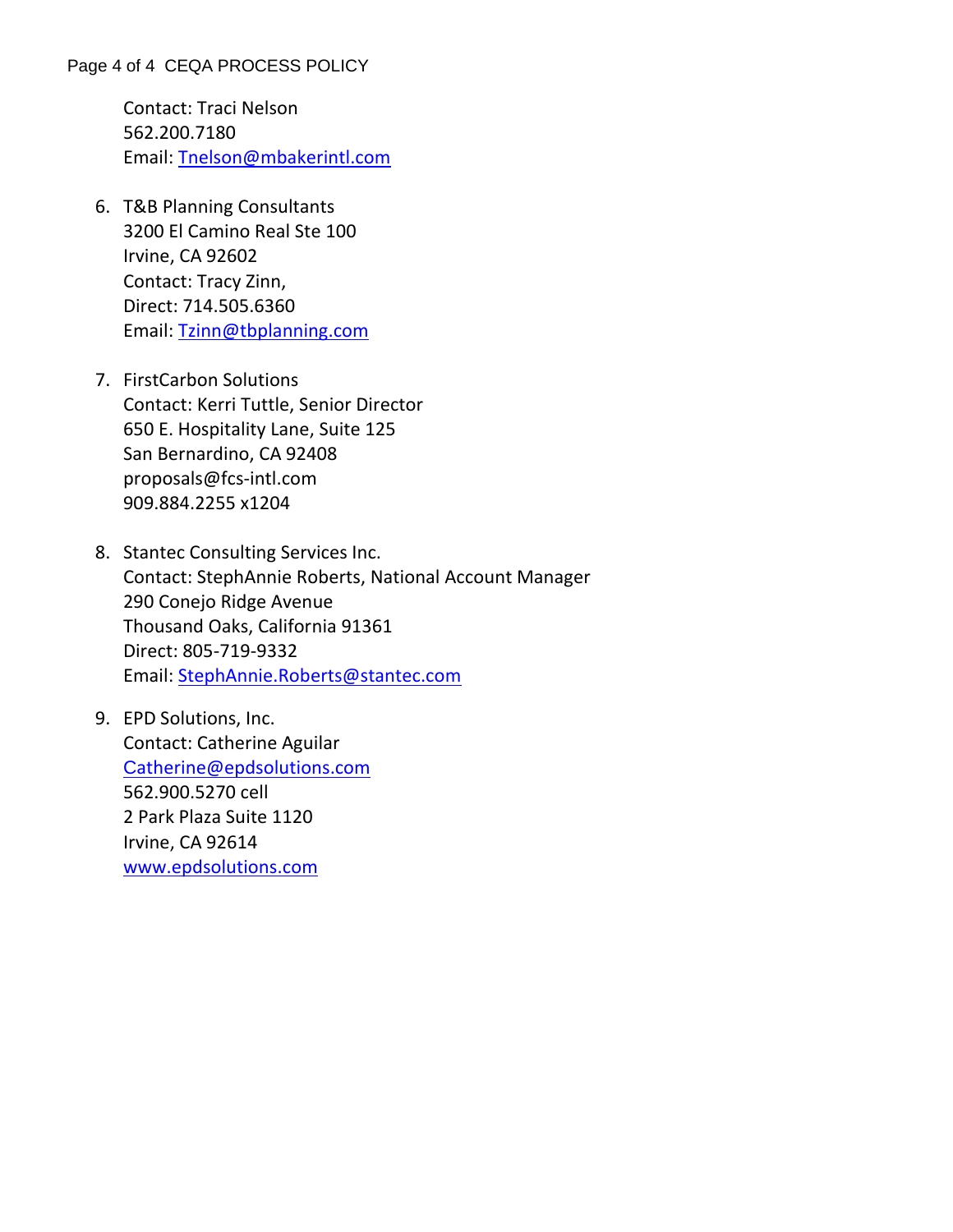Contact: Traci Nelson
562.200.7180
Email: Tnelson@mbakerintl.com

6. T&B Planning Consultants
   3200 El Camino Real Ste 100
   Irvine, CA 92602
   Contact: Tracy Zinn,
   Direct: 714.505.6360
   Email: Tzinn@tbplanning.com

7. FirstCarbon Solutions
   Contact: Kerri Tuttle, Senior Director
   650 E. Hospitality Lane, Suite 125
   San Bernardino, CA 92408
   proposals@fcs-intl.com
   909.884.2255 x1204

8. Stantec Consulting Services Inc.
   Contact: StephAnnie Roberts, National Account Manager
   290 Conejo Ridge Avenue
   Thousand Oaks, California 91361
   Direct: 805-719-9332
   Email: StephAnnie.Roberts@stantec.com

9. EPD Solutions, Inc.
   Contact: Catherine Aguilar
   Catherine@epdsolutions.com
   562.900.5270 cell
   2 Park Plaza Suite 1120
   Irvine, CA 92614
   www.epdsolutions.com